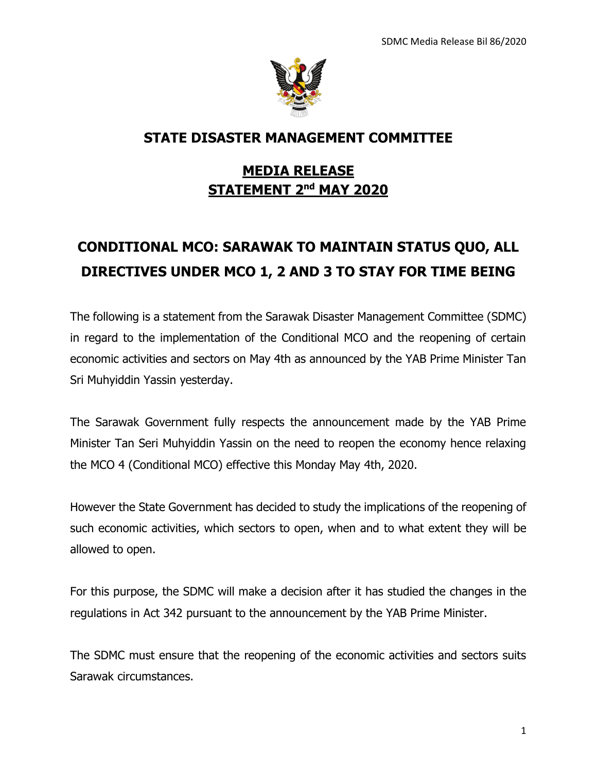# STATE DISASTER MANAGEMENT COMMITTEE

## MEDIA RELEASE
## STATEMENT 2nd MAY 2020

## CONDITIONAL MCO: SARAWAK TO MAINTAIN STATUS QUO, ALL DIRECTIVES UNDER MCO 1, 2 AND 3 TO STAY FOR TIME BEING

The following is a statement from the Sarawak Disaster Management Committee (SDMC) in regard to the implementation of the Conditional MCO and the reopening of certain economic activities and sectors on May 4th as announced by the YAB Prime Minister Tan Sri Muhyiddin Yassin yesterday.

The Sarawak Government fully respects the announcement made by the YAB Prime Minister Tan Seri Muhyiddin Yassin on the need to reopen the economy hence relaxing the MCO 4 (Conditional MCO) effective this Monday May 4th, 2020.

However the State Government has decided to study the implications of the reopening of such economic activities, which sectors to open, when and to what extent they will be allowed to open.

For this purpose, the SDMC will make a decision after it has studied the changes in the regulations in Act 342 pursuant to the announcement by the YAB Prime Minister.

The SDMC must ensure that the reopening of the economic activities and sectors suits Sarawak circumstances.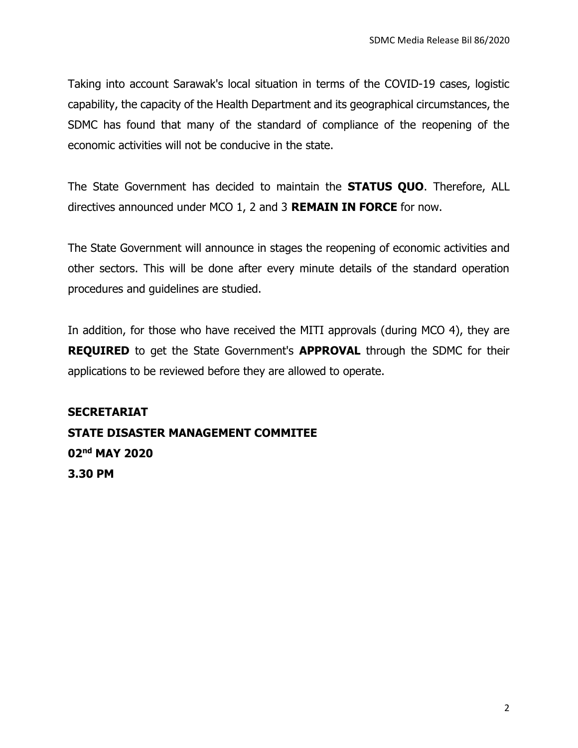Taking into account Sarawak's local situation in terms of the COVID-19 cases, logistic capability, the capacity of the Health Department and its geographical circumstances, the SDMC has found that many of the standard of compliance of the reopening of the economic activities will not be conducive in the state.

The State Government has decided to maintain the **STATUS QUO**. Therefore, ALL directives announced under MCO 1, 2 and 3 **REMAIN IN FORCE** for now.

The State Government will announce in stages the reopening of economic activities and other sectors. This will be done after every minute details of the standard operation procedures and guidelines are studied.

In addition, for those who have received the MITI approvals (during MCO 4), they are **REQUIRED** to get the State Government's **APPROVAL** through the SDMC for their applications to be reviewed before they are allowed to operate.

**SECRETARIAT**
**STATE DISASTER MANAGEMENT COMMITEE**
**02nd MAY 2020**
**3.30 PM**